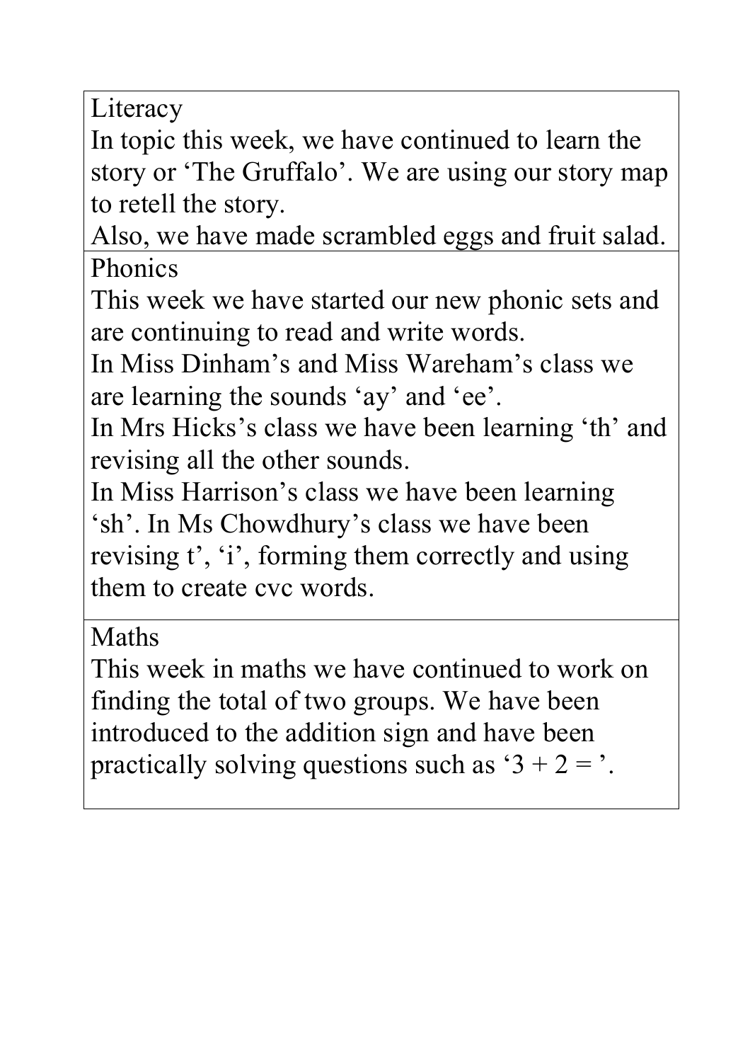## Literacy

In topic this week, we have continued to learn the story or 'The Gruffalo'. We are using our story map to retell the story.

Also, we have made scrambled eggs and fruit salad.

## Phonics

This week we have started our new phonic sets and are continuing to read and write words.

In Miss Dinham's and Miss Wareham's class we are learning the sounds 'ay' and 'ee'.

In Mrs Hicks's class we have been learning 'th' and revising all the other sounds.

In Miss Harrison's class we have been learning 'sh'. In Ms Chowdhury's class we have been revising t', 'i', forming them correctly and using them to create cvc words.

## Maths

This week in maths we have continued to work on finding the total of two groups. We have been introduced to the addition sign and have been practically solving questions such as '$3 + 2 =$ '.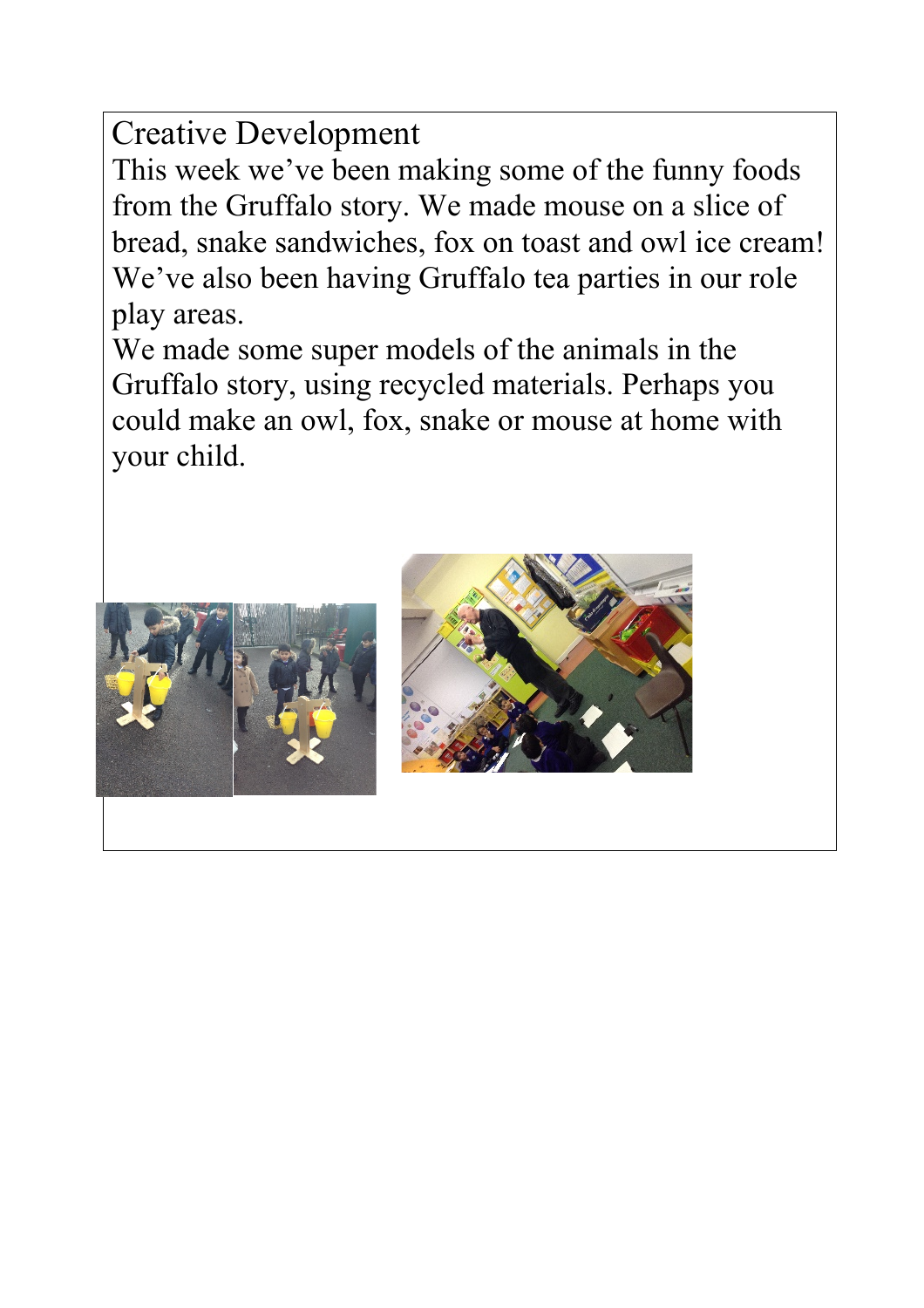## Creative Development

This week we've been making some of the funny foods from the Gruffalo story. We made mouse on a slice of bread, snake sandwiches, fox on toast and owl ice cream! We've also been having Gruffalo tea parties in our role play areas.

We made some super models of the animals in the Gruffalo story, using recycled materials. Perhaps you could make an owl, fox, snake or mouse at home with your child.